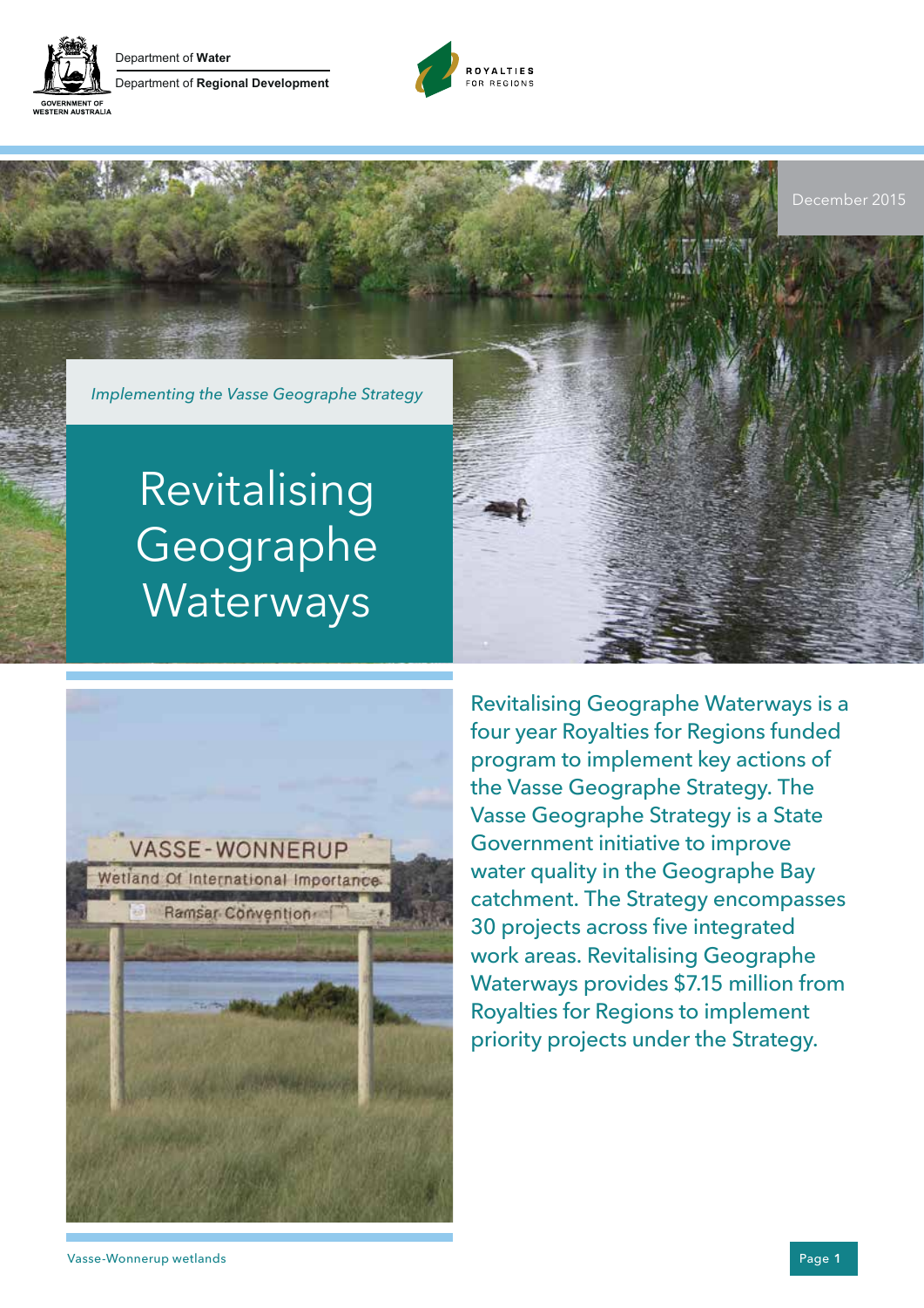Department of **Water**

Department of **Regional Development**

ROYALTIES FOR REGIONS

December 2015

*Implementing the Vasse Geographe Strategy*

# Revitalising Geographe Waterways

Revitalising Geographe Waterways is a four year Royalties for Regions funded program to implement key actions of the Vasse Geographe Strategy. The Vasse Geographe Strategy is a State Government initiative to improve water quality in the Geographe Bay catchment. The Strategy encompasses 30 projects across five integrated work areas. Revitalising Geographe Waterways provides $7.15 million from Royalties for Regions to implement priority projects under the Strategy.

Vasse-Wonnerup wetlands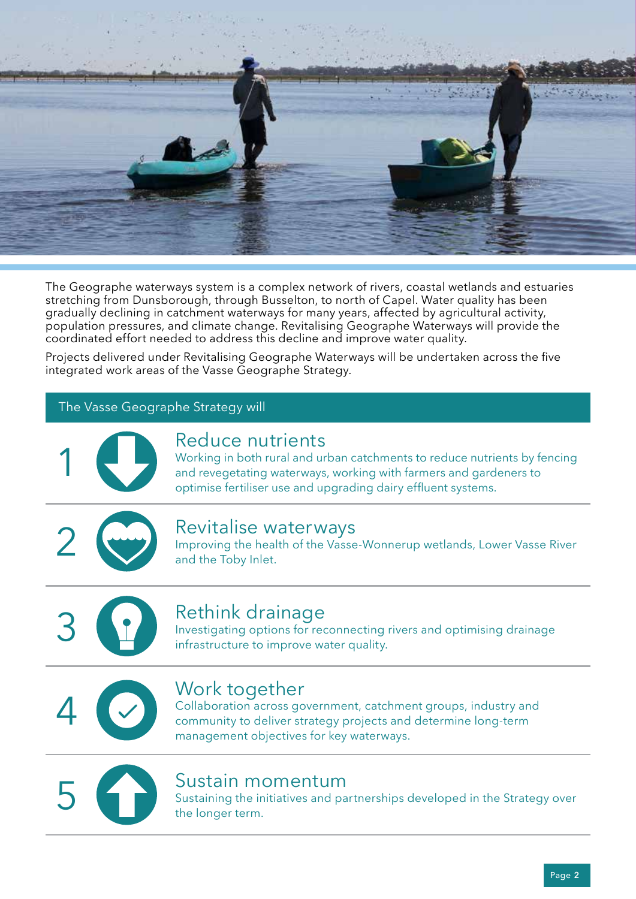The Geographe waterways system is a complex network of rivers, coastal wetlands and estuaries stretching from Dunsborough, through Busselton, to north of Capel. Water quality has been gradually declining in catchment waterways for many years, affected by agricultural activity, population pressures, and climate change. Revitalising Geographe Waterways will provide the coordinated effort needed to address this decline and improve water quality.

Projects delivered under Revitalising Geographe Waterways will be undertaken across the five integrated work areas of the Vasse Geographe Strategy.

## The Vasse Geographe Strategy will

### 1 Reduce nutrients

Working in both rural and urban catchments to reduce nutrients by fencing and revegetating waterways, working with farmers and gardeners to optimise fertiliser use and upgrading dairy effluent systems.

### 2 Revitalise waterways

Improving the health of the Vasse-Wonnerup wetlands, Lower Vasse River and the Toby Inlet.

### 3 Rethink drainage

Investigating options for reconnecting rivers and optimising drainage infrastructure to improve water quality.

### 4 Work together

Collaboration across government, catchment groups, industry and community to deliver strategy projects and determine long-term management objectives for key waterways.

### 5 Sustain momentum

Sustaining the initiatives and partnerships developed in the Strategy over the longer term.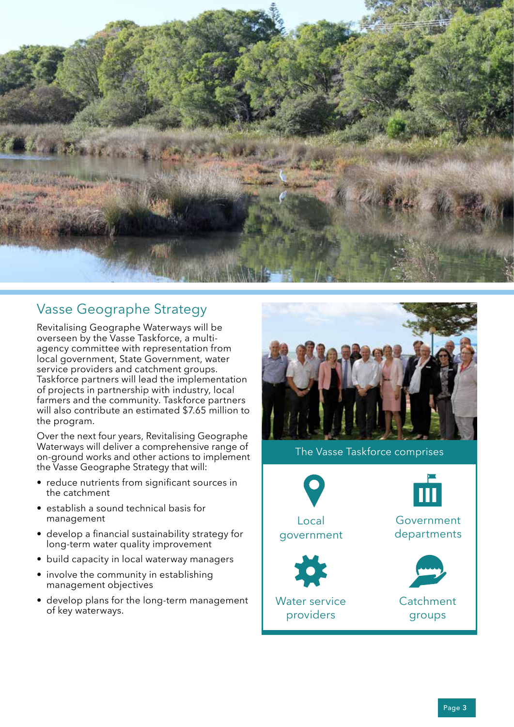## Vasse Geographe Strategy

Revitalising Geographe Waterways will be overseen by the Vasse Taskforce, a multi-agency committee with representation from local government, State Government, water service providers and catchment groups. Taskforce partners will lead the implementation of projects in partnership with industry, local farmers and the community. Taskforce partners will also contribute an estimated $7.65 million to the program.

Over the next four years, Revitalising Geographe Waterways will deliver a comprehensive range of on-ground works and other actions to implement the Vasse Geographe Strategy that will:

- reduce nutrients from significant sources in the catchment
- establish a sound technical basis for management
- develop a financial sustainability strategy for long-term water quality improvement
- build capacity in local waterway managers
- involve the community in establishing management objectives
- develop plans for the long-term management of key waterways.

The Vasse Taskforce comprises

- Local government
- Government departments
- Water service providers
- Catchment groups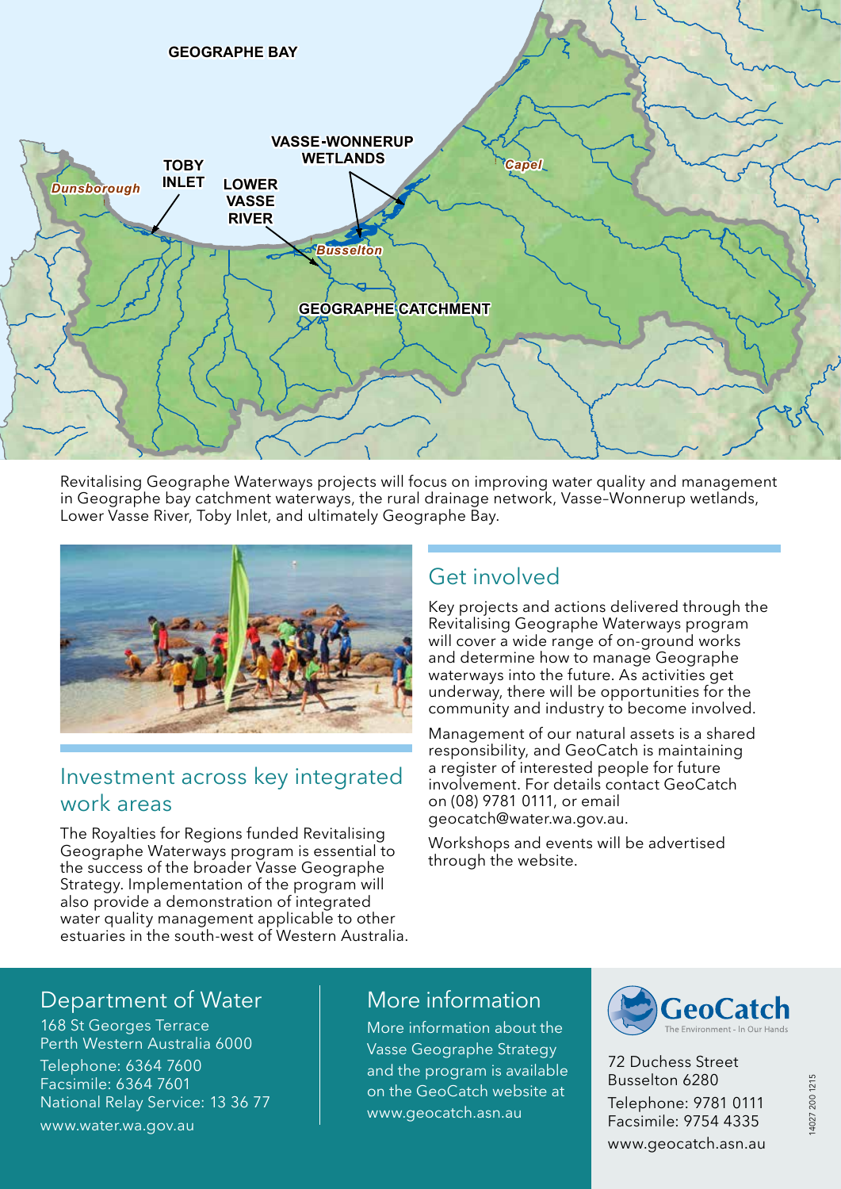GEOGRAPHE BAY

TOBY INLET

LOWER VASSE RIVER

VASSE-WONNERUP WETLANDS

Dunsborough

Busselton

Capel

GEOGRAPHE CATCHMENT

Revitalising Geographe Waterways projects will focus on improving water quality and management in Geographe bay catchment waterways, the rural drainage network, Vasse–Wonnerup wetlands, Lower Vasse River, Toby Inlet, and ultimately Geographe Bay.

## Investment across key integrated work areas

The Royalties for Regions funded Revitalising Geographe Waterways program is essential to the success of the broader Vasse Geographe Strategy. Implementation of the program will also provide a demonstration of integrated water quality management applicable to other estuaries in the south-west of Western Australia.

## Get involved

Key projects and actions delivered through the Revitalising Geographe Waterways program will cover a wide range of on-ground works and determine how to manage Geographe waterways into the future. As activities get underway, there will be opportunities for the community and industry to become involved.

Management of our natural assets is a shared responsibility, and GeoCatch is maintaining a register of interested people for future involvement. For details contact GeoCatch on (08) 9781 0111, or email geocatch@water.wa.gov.au.

Workshops and events will be advertised through the website.

## Department of Water

168 St Georges Terrace
Perth Western Australia 6000
Telephone: 6364 7600
Facsimile: 6364 7601
National Relay Service: 13 36 77
www.water.wa.gov.au

## More information

More information about the Vasse Geographe Strategy and the program is available on the GeoCatch website at www.geocatch.asn.au

**GeoCatch**
The Environment - In Our Hands

72 Duchess Street
Busselton 6280
Telephone: 9781 0111
Facsimile: 9754 4335
www.geocatch.asn.au

14027 200 1215